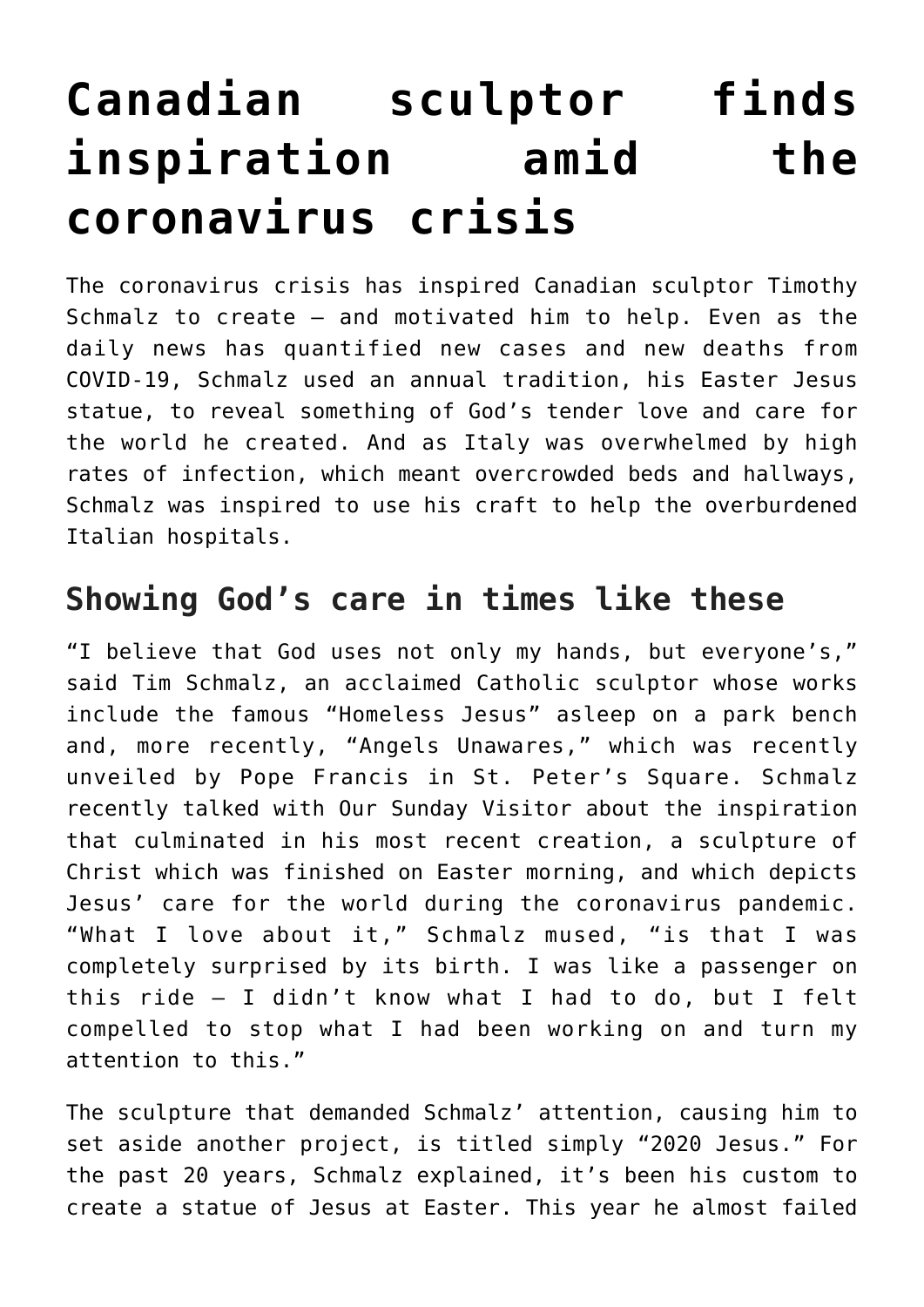# Canadian sculptor finds inspiration amid the coronavirus crisis

The coronavirus crisis has inspired Canadian sculptor Timothy Schmalz to create — and motivated him to help. Even as the daily news has quantified new cases and new deaths from COVID-19, Schmalz used an annual tradition, his Easter Jesus statue, to reveal something of God's tender love and care for the world he created. And as Italy was overwhelmed by high rates of infection, which meant overcrowded beds and hallways, Schmalz was inspired to use his craft to help the overburdened Italian hospitals.

## Showing God's care in times like these

"I believe that God uses not only my hands, but everyone's," said Tim Schmalz, an acclaimed Catholic sculptor whose works include the famous "Homeless Jesus" asleep on a park bench and, more recently, "Angels Unawares," which was recently unveiled by Pope Francis in St. Peter's Square. Schmalz recently talked with Our Sunday Visitor about the inspiration that culminated in his most recent creation, a sculpture of Christ which was finished on Easter morning, and which depicts Jesus' care for the world during the coronavirus pandemic. "What I love about it," Schmalz mused, "is that I was completely surprised by its birth. I was like a passenger on this ride — I didn't know what I had to do, but I felt compelled to stop what I had been working on and turn my attention to this."

The sculpture that demanded Schmalz' attention, causing him to set aside another project, is titled simply "2020 Jesus." For the past 20 years, Schmalz explained, it's been his custom to create a statue of Jesus at Easter. This year he almost failed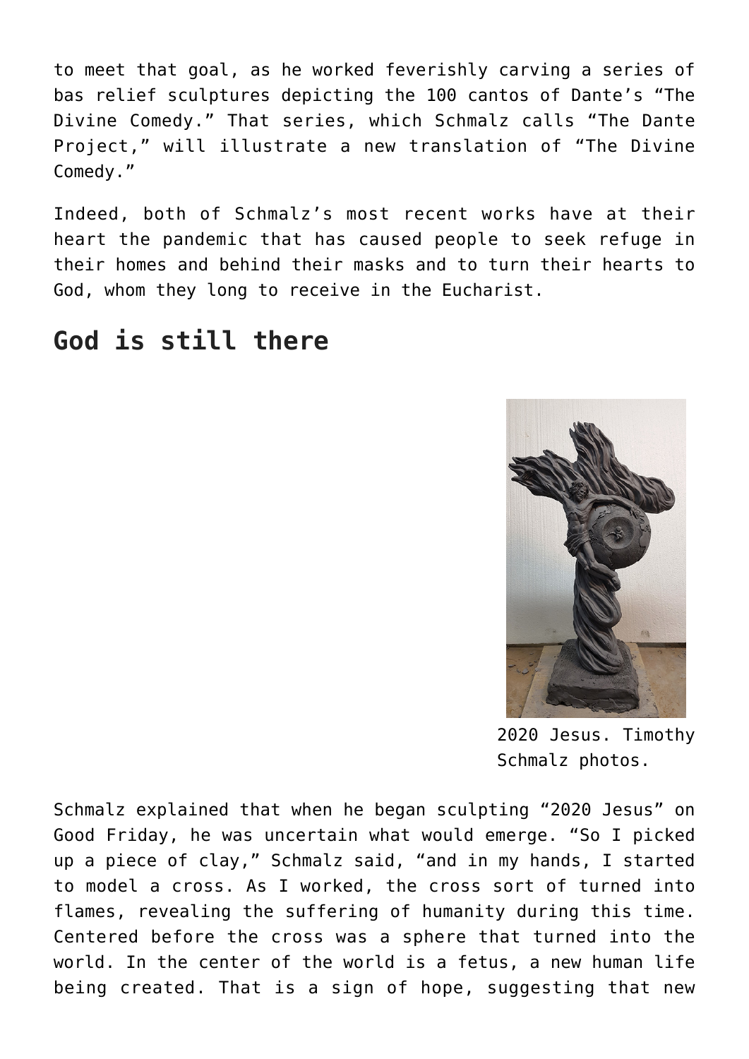to meet that goal, as he worked feverishly carving a series of bas relief sculptures depicting the 100 cantos of Dante's "The Divine Comedy." That series, which Schmalz calls "The Dante Project," will illustrate a new translation of "The Divine Comedy."

Indeed, both of Schmalz's most recent works have at their heart the pandemic that has caused people to seek refuge in their homes and behind their masks and to turn their hearts to God, whom they long to receive in the Eucharist.

## God is still there

2020 Jesus. Timothy Schmalz photos.

Schmalz explained that when he began sculpting "2020 Jesus" on Good Friday, he was uncertain what would emerge. "So I picked up a piece of clay," Schmalz said, "and in my hands, I started to model a cross. As I worked, the cross sort of turned into flames, revealing the suffering of humanity during this time. Centered before the cross was a sphere that turned into the world. In the center of the world is a fetus, a new human life being created. That is a sign of hope, suggesting that new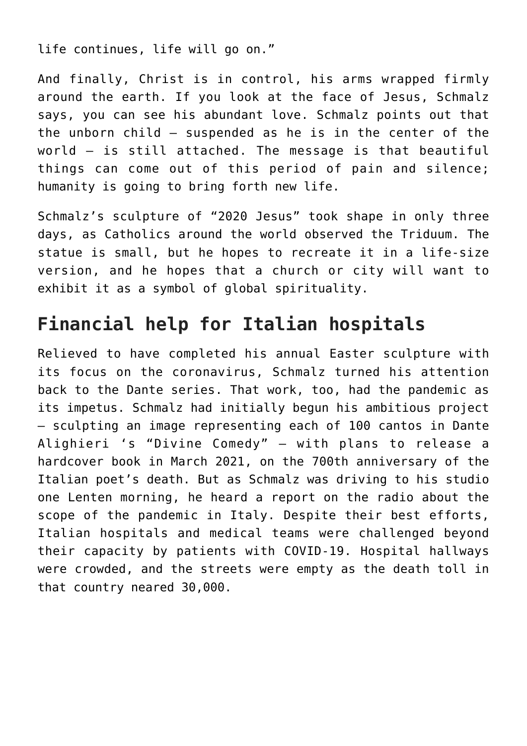life continues, life will go on."

And finally, Christ is in control, his arms wrapped firmly around the earth. If you look at the face of Jesus, Schmalz says, you can see his abundant love. Schmalz points out that the unborn child — suspended as he is in the center of the world — is still attached. The message is that beautiful things can come out of this period of pain and silence; humanity is going to bring forth new life.

Schmalz's sculpture of "2020 Jesus" took shape in only three days, as Catholics around the world observed the Triduum. The statue is small, but he hopes to recreate it in a life-size version, and he hopes that a church or city will want to exhibit it as a symbol of global spirituality.

## Financial help for Italian hospitals

Relieved to have completed his annual Easter sculpture with its focus on the coronavirus, Schmalz turned his attention back to the Dante series. That work, too, had the pandemic as its impetus. Schmalz had initially begun his ambitious project — sculpting an image representing each of 100 cantos in Dante Alighieri 's "Divine Comedy" — with plans to release a hardcover book in March 2021, on the 700th anniversary of the Italian poet's death. But as Schmalz was driving to his studio one Lenten morning, he heard a report on the radio about the scope of the pandemic in Italy. Despite their best efforts, Italian hospitals and medical teams were challenged beyond their capacity by patients with COVID-19. Hospital hallways were crowded, and the streets were empty as the death toll in that country neared 30,000.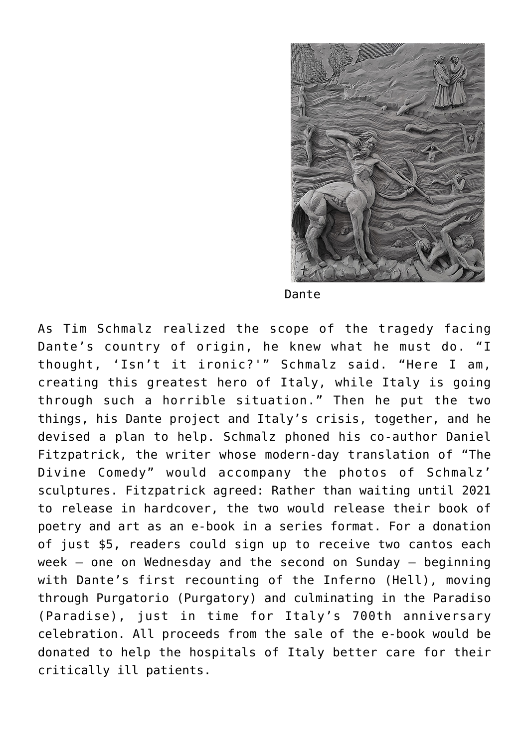Dante

As Tim Schmalz realized the scope of the tragedy facing Dante’s country of origin, he knew what he must do. “I thought, ‘Isn’t it ironic?'” Schmalz said. “Here I am, creating this greatest hero of Italy, while Italy is going through such a horrible situation.” Then he put the two things, his Dante project and Italy’s crisis, together, and he devised a plan to help. Schmalz phoned his co-author Daniel Fitzpatrick, the writer whose modern-day translation of “The Divine Comedy” would accompany the photos of Schmalz’ sculptures. Fitzpatrick agreed: Rather than waiting until 2021 to release in hardcover, the two would release their book of poetry and art as an e-book in a series format. For a donation of just $5, readers could sign up to receive two cantos each week – one on Wednesday and the second on Sunday – beginning with Dante’s first recounting of the Inferno (Hell), moving through Purgatorio (Purgatory) and culminating in the Paradiso (Paradise), just in time for Italy’s 700th anniversary celebration. All proceeds from the sale of the e-book would be donated to help the hospitals of Italy better care for their critically ill patients.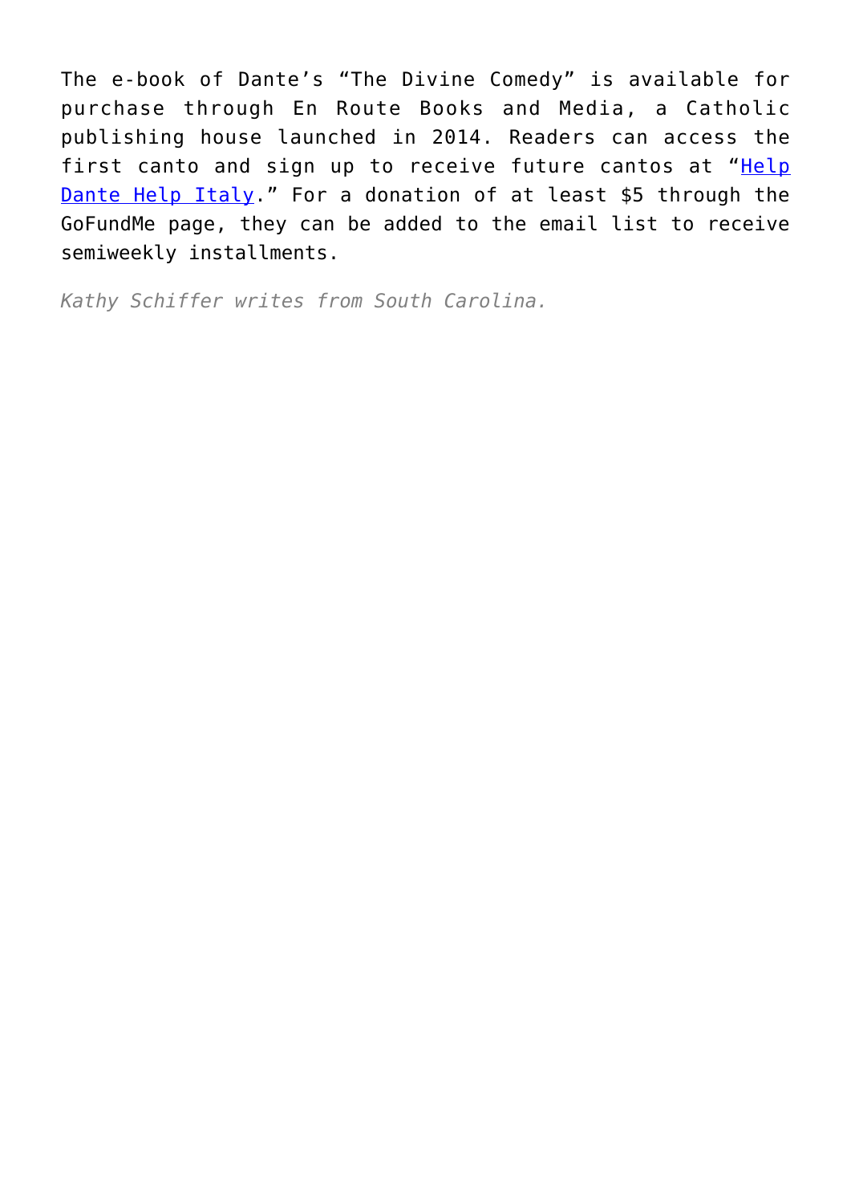The e-book of Dante's "The Divine Comedy" is available for purchase through En Route Books and Media, a Catholic publishing house launched in 2014. Readers can access the first canto and sign up to receive future cantos at "Help Dante Help Italy." For a donation of at least $5 through the GoFundMe page, they can be added to the email list to receive semiweekly installments.

*Kathy Schiffer writes from South Carolina.*